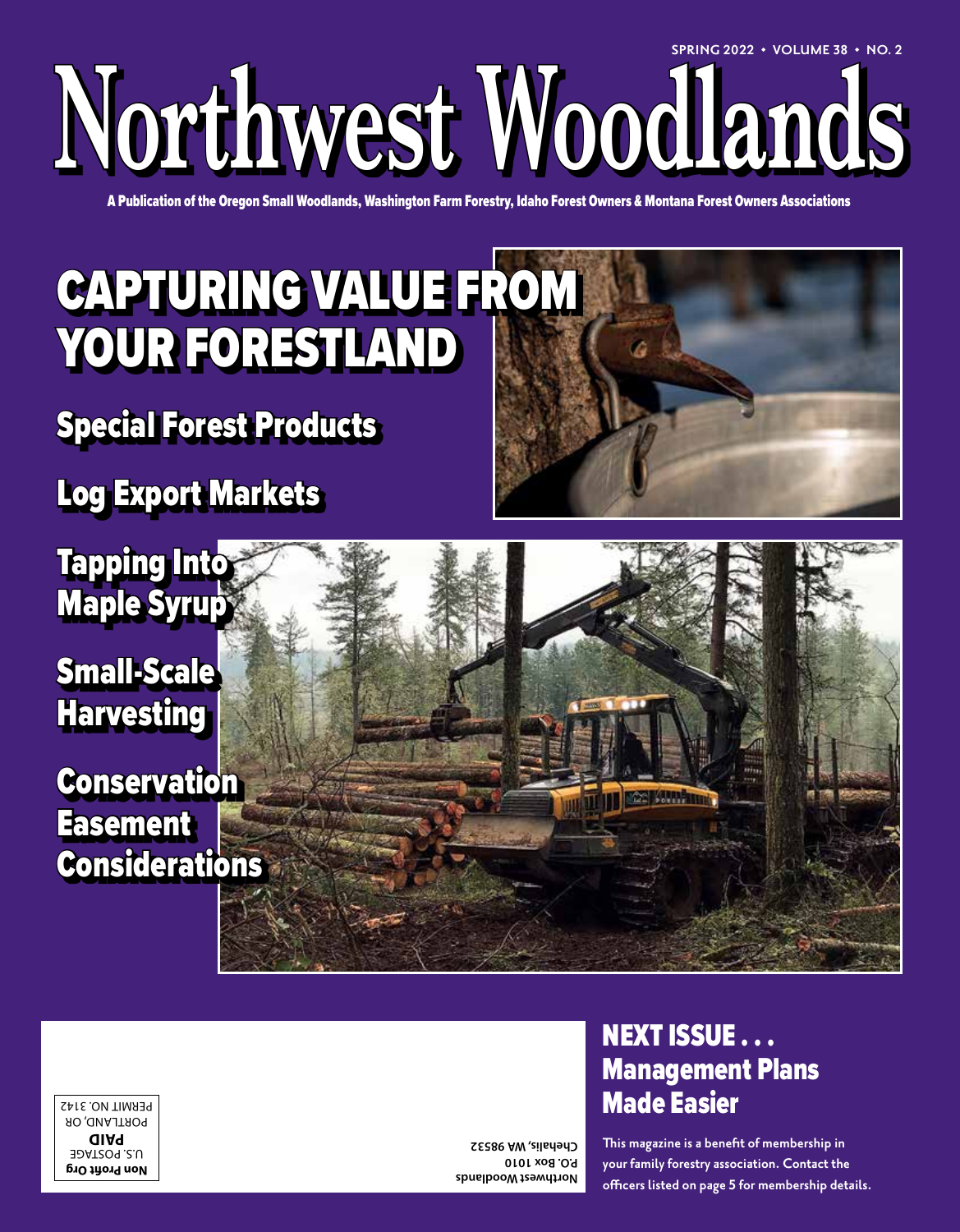SPRING 2022 • VOLUME 38 • NO. 2

# Northwest Woodlands

A Publication of the Oregon Small Woodlands, Washington Farm Forestry, Idaho Forest Owners & Montana Forest Owners Associations

## CAPTURING VALUE FROM YOUR FORESTLAND

### Special Forest Products

### Log Export Markets

### Tapping Into Maple Syrup

### Small-Scale Harvesting

### Conservation Easement Considerations

Non Profit Org
U.S. POSTAGE
**PAID**
PORTLAND, OR
PERMIT NO. 3142

**Northwest Woodlands**
**P.O. Box 1010**
**Chehalis, WA 98532**

## NEXT ISSUE . . . Management Plans Made Easier

This magazine is a benefit of membership in your family forestry association. Contact the officers listed on page 5 for membership details.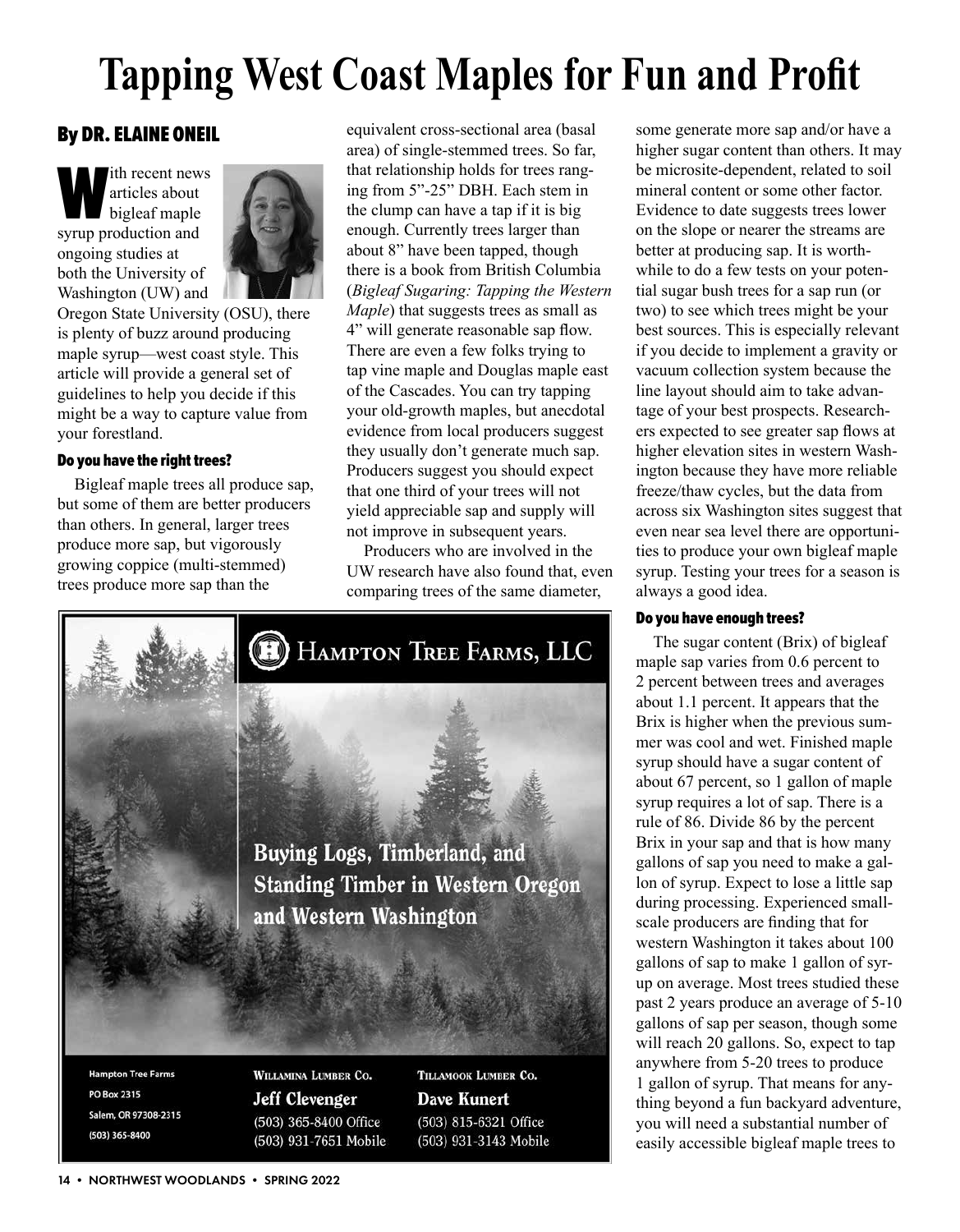# Tapping West Coast Maples for Fun and Profit

## By DR. ELAINE ONEIL

With recent news articles about bigleaf maple syrup production and ongoing studies at both the University of Washington (UW) and Oregon State University (OSU), there is plenty of buzz around producing maple syrup—west coast style. This article will provide a general set of guidelines to help you decide if this might be a way to capture value from your forestland.

### Do you have the right trees?

Bigleaf maple trees all produce sap, but some of them are better producers than others. In general, larger trees produce more sap, but vigorously growing coppice (multi-stemmed) trees produce more sap than the equivalent cross-sectional area (basal area) of single-stemmed trees. So far, that relationship holds for trees ranging from 5"-25" DBH. Each stem in the clump can have a tap if it is big enough. Currently trees larger than about 8" have been tapped, though there is a book from British Columbia (*Bigleaf Sugaring: Tapping the Western Maple*) that suggests trees as small as 4" will generate reasonable sap flow. There are even a few folks trying to tap vine maple and Douglas maple east of the Cascades. You can try tapping your old-growth maples, but anecdotal evidence from local producers suggest they usually don't generate much sap. Producers suggest you should expect that one third of your trees will not yield appreciable sap and supply will not improve in subsequent years.

Producers who are involved in the UW research have also found that, even comparing trees of the same diameter, some generate more sap and/or have a higher sugar content than others. It may be microsite-dependent, related to soil mineral content or some other factor. Evidence to date suggests trees lower on the slope or nearer the streams are better at producing sap. It is worthwhile to do a few tests on your potential sugar bush trees for a sap run (or two) to see which trees might be your best sources. This is especially relevant if you decide to implement a gravity or vacuum collection system because the line layout should aim to take advantage of your best prospects. Researchers expected to see greater sap flows at higher elevation sites in western Washington because they have more reliable freeze/thaw cycles, but the data from across six Washington sites suggest that even near sea level there are opportunities to produce your own bigleaf maple syrup. Testing your trees for a season is always a good idea.

### Do you have enough trees?

The sugar content (Brix) of bigleaf maple sap varies from 0.6 percent to 2 percent between trees and averages about 1.1 percent. It appears that the Brix is higher when the previous summer was cool and wet. Finished maple syrup should have a sugar content of about 67 percent, so 1 gallon of maple syrup requires a lot of sap. There is a rule of 86. Divide 86 by the percent Brix in your sap and that is how many gallons of sap you need to make a gallon of syrup. Expect to lose a little sap during processing. Experienced small-scale producers are finding that for western Washington it takes about 100 gallons of sap to make 1 gallon of syrup on average. Most trees studied these past 2 years produce an average of 5-10 gallons of sap per season, though some will reach 20 gallons. So, expect to tap anywhere from 5-20 trees to produce 1 gallon of syrup. That means for anything beyond a fun backyard adventure, you will need a substantial number of easily accessible bigleaf maple trees to

---

**HAMPTON TREE FARMS, LLC**

Buying Logs, Timberland, and Standing Timber in Western Oregon and Western Washington

Hampton Tree Farms
PO Box 2315
Salem, OR 97308-2315
(503) 365-8400

WILLAMINA LUMBER CO.
Jeff Clevenger
(503) 365-8400 Office
(503) 931-7651 Mobile

TILLAMOOK LUMBER CO.
Dave Kunert
(503) 815-6321 Office
(503) 931-3143 Mobile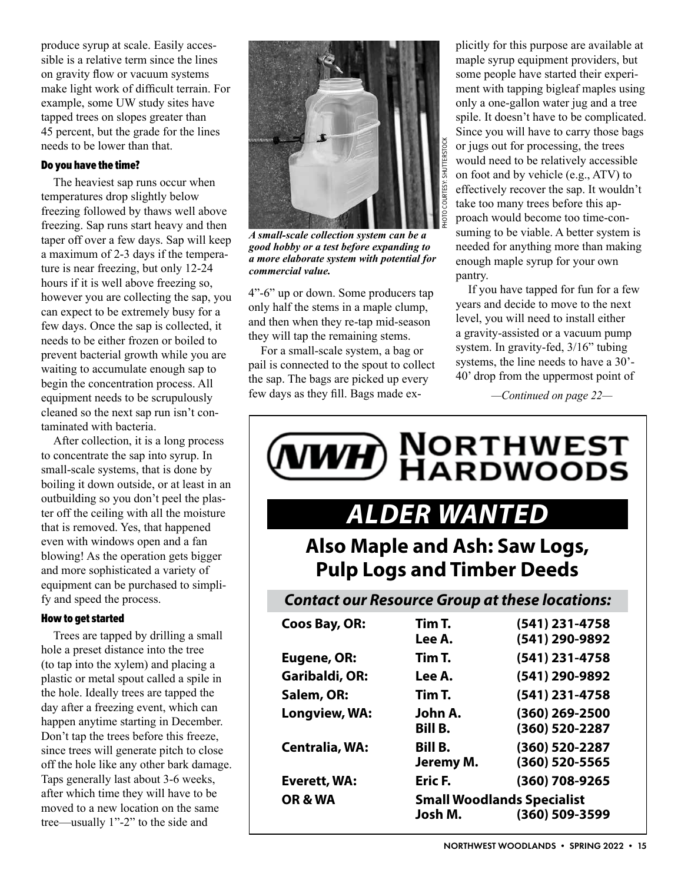produce syrup at scale. Easily accessible is a relative term since the lines on gravity flow or vacuum systems make light work of difficult terrain. For example, some UW study sites have tapped trees on slopes greater than 45 percent, but the grade for the lines needs to be lower than that.

### Do you have the time?

The heaviest sap runs occur when temperatures drop slightly below freezing followed by thaws well above freezing. Sap runs start heavy and then taper off over a few days. Sap will keep a maximum of 2-3 days if the temperature is near freezing, but only 12-24 hours if it is well above freezing so, however you are collecting the sap, you can expect to be extremely busy for a few days. Once the sap is collected, it needs to be either frozen or boiled to prevent bacterial growth while you are waiting to accumulate enough sap to begin the concentration process. All equipment needs to be scrupulously cleaned so the next sap run isn't contaminated with bacteria.

After collection, it is a long process to concentrate the sap into syrup. In small-scale systems, that is done by boiling it down outside, or at least in an outbuilding so you don't peel the plaster off the ceiling with all the moisture that is removed. Yes, that happened even with windows open and a fan blowing! As the operation gets bigger and more sophisticated a variety of equipment can be purchased to simplify and speed the process.

### How to get started

Trees are tapped by drilling a small hole a preset distance into the tree (to tap into the xylem) and placing a plastic or metal spout called a spile in the hole. Ideally trees are tapped the day after a freezing event, which can happen anytime starting in December. Don't tap the trees before this freeze, since trees will generate pitch to close off the hole like any other bark damage. Taps generally last about 3-6 weeks, after which time they will have to be moved to a new location on the same tree—usually 1"-2" to the side and 4"-6" up or down. Some producers tap only half the stems in a maple clump, and then when they re-tap mid-season they will tap the remaining stems.

PHOTO COURTESY: SHUTTERSTOCK

***A small-scale collection system can be a good hobby or a test before expanding to a more elaborate system with potential for commercial value.***

For a small-scale system, a bag or pail is connected to the spout to collect the sap. The bags are picked up every few days as they fill. Bags made explicitly for this purpose are available at maple syrup equipment providers, but some people have started their experiment with tapping bigleaf maples using only a one-gallon water jug and a tree spile. It doesn't have to be complicated. Since you will have to carry those bags or jugs out for processing, the trees would need to be relatively accessible on foot and by vehicle (e.g., ATV) to effectively recover the sap. It wouldn't take too many trees before this approach would become too time-consuming to be viable. A better system is needed for anything more than making enough maple syrup for your own pantry.

If you have tapped for fun for a few years and decide to move to the next level, you will need to install either a gravity-assisted or a vacuum pump system. In gravity-fed, 3/16" tubing systems, the line needs to have a 30'-40' drop from the uppermost point of

*—Continued on page 22—*

---

**NWH NORTHWEST HARDWOODS**

## ALDER WANTED

**Also Maple and Ash: Saw Logs, Pulp Logs and Timber Deeds**

***Contact our Resource Group at these locations:***

| | | |
|---|---|---|
| **Coos Bay, OR:** | **Tim T.** | **(541) 231-4758** |
| | **Lee A.** | **(541) 290-9892** |
| **Eugene, OR:** | **Tim T.** | **(541) 231-4758** |
| **Garibaldi, OR:** | **Lee A.** | **(541) 290-9892** |
| **Salem, OR:** | **Tim T.** | **(541) 231-4758** |
| **Longview, WA:** | **John A.** | **(360) 269-2500** |
| | **Bill B.** | **(360) 520-2287** |
| **Centralia, WA:** | **Bill B.** | **(360) 520-2287** |
| | **Jeremy M.** | **(360) 520-5565** |
| **Everett, WA:** | **Eric F.** | **(360) 708-9265** |
| **OR & WA** | **Small Woodlands Specialist** | |
| | **Josh M.** | **(360) 509-3599** |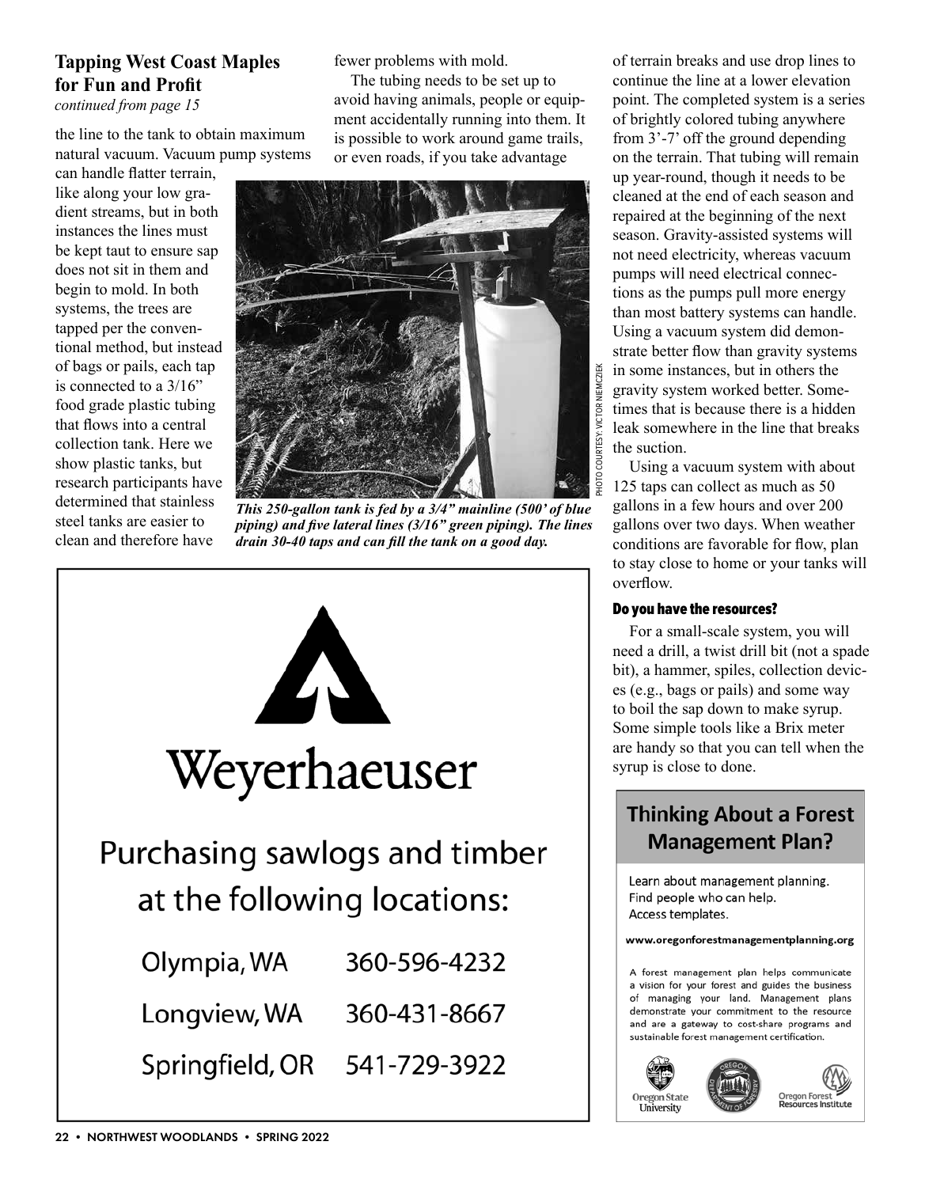## Tapping West Coast Maples for Fun and Profit

*continued from page 15*

the line to the tank to obtain maximum natural vacuum. Vacuum pump systems can handle flatter terrain, like along your low gradient streams, but in both instances the lines must be kept taut to ensure sap does not sit in them and begin to mold. In both systems, the trees are tapped per the conventional method, but instead of bags or pails, each tap is connected to a 3/16" food grade plastic tubing that flows into a central collection tank. Here we show plastic tanks, but research participants have determined that stainless steel tanks are easier to clean and therefore have fewer problems with mold.

The tubing needs to be set up to avoid having animals, people or equipment accidentally running into them. It is possible to work around game trails, or even roads, if you take advantage of terrain breaks and use drop lines to continue the line at a lower elevation point. The completed system is a series of brightly colored tubing anywhere from 3'-7' off the ground depending on the terrain. That tubing will remain up year-round, though it needs to be cleaned at the end of each season and repaired at the beginning of the next season. Gravity-assisted systems will not need electricity, whereas vacuum pumps will need electrical connections as the pumps pull more energy than most battery systems can handle. Using a vacuum system did demonstrate better flow than gravity systems in some instances, but in others the gravity system worked better. Sometimes that is because there is a hidden leak somewhere in the line that breaks the suction.

PHOTO COURTESY: VICTOR NIEMCZIEK

***This 250-gallon tank is fed by a 3/4" mainline (500' of blue piping) and five lateral lines (3/16" green piping). The lines drain 30-40 taps and can fill the tank on a good day.***

Using a vacuum system with about 125 taps can collect as much as 50 gallons in a few hours and over 200 gallons over two days. When weather conditions are favorable for flow, plan to stay close to home or your tanks will overflow.

### Do you have the resources?

For a small-scale system, you will need a drill, a twist drill bit (not a spade bit), a hammer, spiles, collection devices (e.g., bags or pails) and some way to boil the sap down to make syrup. Some simple tools like a Brix meter are handy so that you can tell when the syrup is close to done.

---

**Weyerhaeuser**

Purchasing sawlogs and timber at the following locations:

| | |
|---|---|
| Olympia, WA | 360-596-4232 |
| Longview, WA | 360-431-8667 |
| Springfield, OR | 541-729-3922 |

---

**Thinking About a Forest Management Plan?**

Learn about management planning.
Find people who can help.
Access templates.

**www.oregonforestmanagementplanning.org**

A forest management plan helps communicate a vision for your forest and guides the business of managing your land. Management plans demonstrate your commitment to the resource and are a gateway to cost-share programs and sustainable forest management certification.

Oregon State University · Oregon Department of Forestry · Oregon Forest Resources Institute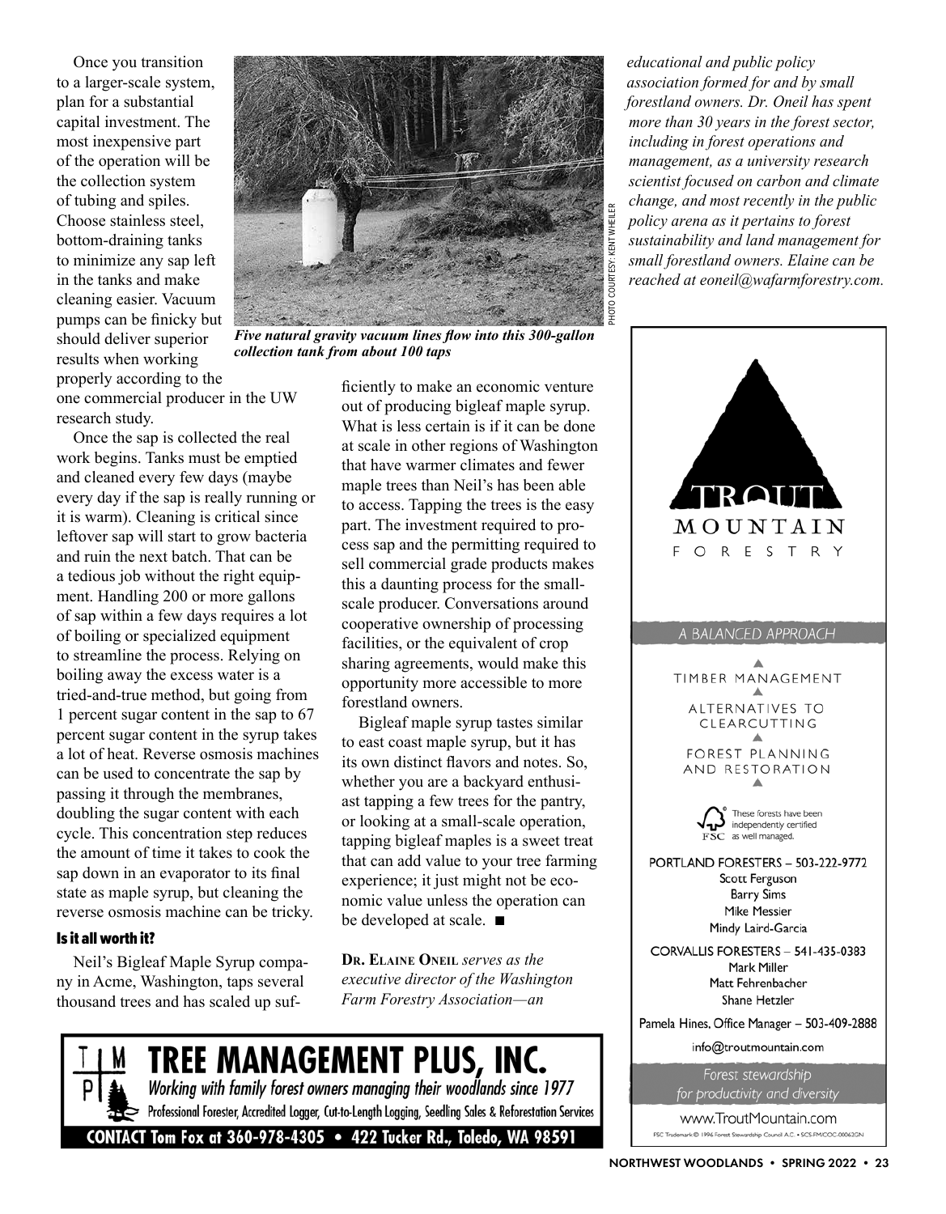Once you transition to a larger-scale system, plan for a substantial capital investment. The most inexpensive part of the operation will be the collection system of tubing and spiles. Choose stainless steel, bottom-draining tanks to minimize any sap left in the tanks and make cleaning easier. Vacuum pumps can be finicky but should deliver superior results when working properly according to the one commercial producer in the UW research study.

*Five natural gravity vacuum lines flow into this 300-gallon collection tank from about 100 taps*

PHOTO COURTESY: KENT WHEILER

Once the sap is collected the real work begins. Tanks must be emptied and cleaned every few days (maybe every day if the sap is really running or it is warm). Cleaning is critical since leftover sap will start to grow bacteria and ruin the next batch. That can be a tedious job without the right equipment. Handling 200 or more gallons of sap within a few days requires a lot of boiling or specialized equipment to streamline the process. Relying on boiling away the excess water is a tried-and-true method, but going from 1 percent sugar content in the sap to 67 percent sugar content in the syrup takes a lot of heat. Reverse osmosis machines can be used to concentrate the sap by passing it through the membranes, doubling the sugar content with each cycle. This concentration step reduces the amount of time it takes to cook the sap down in an evaporator to its final state as maple syrup, but cleaning the reverse osmosis machine can be tricky.

### Is it all worth it?

Neil's Bigleaf Maple Syrup company in Acme, Washington, taps several thousand trees and has scaled up sufficiently to make an economic venture out of producing bigleaf maple syrup. What is less certain is if it can be done at scale in other regions of Washington that have warmer climates and fewer maple trees than Neil's has been able to access. Tapping the trees is the easy part. The investment required to process sap and the permitting required to sell commercial grade products makes this a daunting process for the small-scale producer. Conversations around cooperative ownership of processing facilities, or the equivalent of crop sharing agreements, would make this opportunity more accessible to more forestland owners.

Bigleaf maple syrup tastes similar to east coast maple syrup, but it has its own distinct flavors and notes. So, whether you are a backyard enthusiast tapping a few trees for the pantry, or looking at a small-scale operation, tapping bigleaf maples is a sweet treat that can add value to your tree farming experience; it just might not be economic value unless the operation can be developed at scale. ■

**Dr. Elaine Oneil** *serves as the executive director of the Washington Farm Forestry Association—an educational and public policy association formed for and by small forestland owners. Dr. Oneil has spent more than 30 years in the forest sector, including in forest operations and management, as a university research scientist focused on carbon and climate change, and most recently in the public policy arena as it pertains to forest sustainability and land management for small forestland owners. Elaine can be reached at eoneil@wafarmforestry.com.*

---

**TREE MANAGEMENT PLUS, INC.**

*Working with family forest owners managing their woodlands since 1977*

Professional Forester, Accredited Logger, Cut-to-Length Logging, Seedling Sales & Reforestation Services

**CONTACT Tom Fox at 360-978-4305 • 422 Tucker Rd., Toledo, WA 98591**

---

**TROUT MOUNTAIN FORESTRY**

A BALANCED APPROACH

TIMBER MANAGEMENT

ALTERNATIVES TO CLEARCUTTING

FOREST PLANNING AND RESTORATION

FSC These forests have been independently certified as well managed.

PORTLAND FORESTERS – 503-222-9772
Scott Ferguson
Barry Sims
Mike Messier
Mindy Laird-Garcia

CORVALLIS FORESTERS – 541-435-0383
Mark Miller
Matt Fehrenbacher
Shane Hetzler

Pamela Hines, Office Manager – 503-409-2888

info@troutmountain.com

*Forest stewardship for productivity and diversity*

www.TroutMountain.com

FSC Trademark © 1996 Forest Stewardship Council A.C. • SCS-FM/COC-00062GN